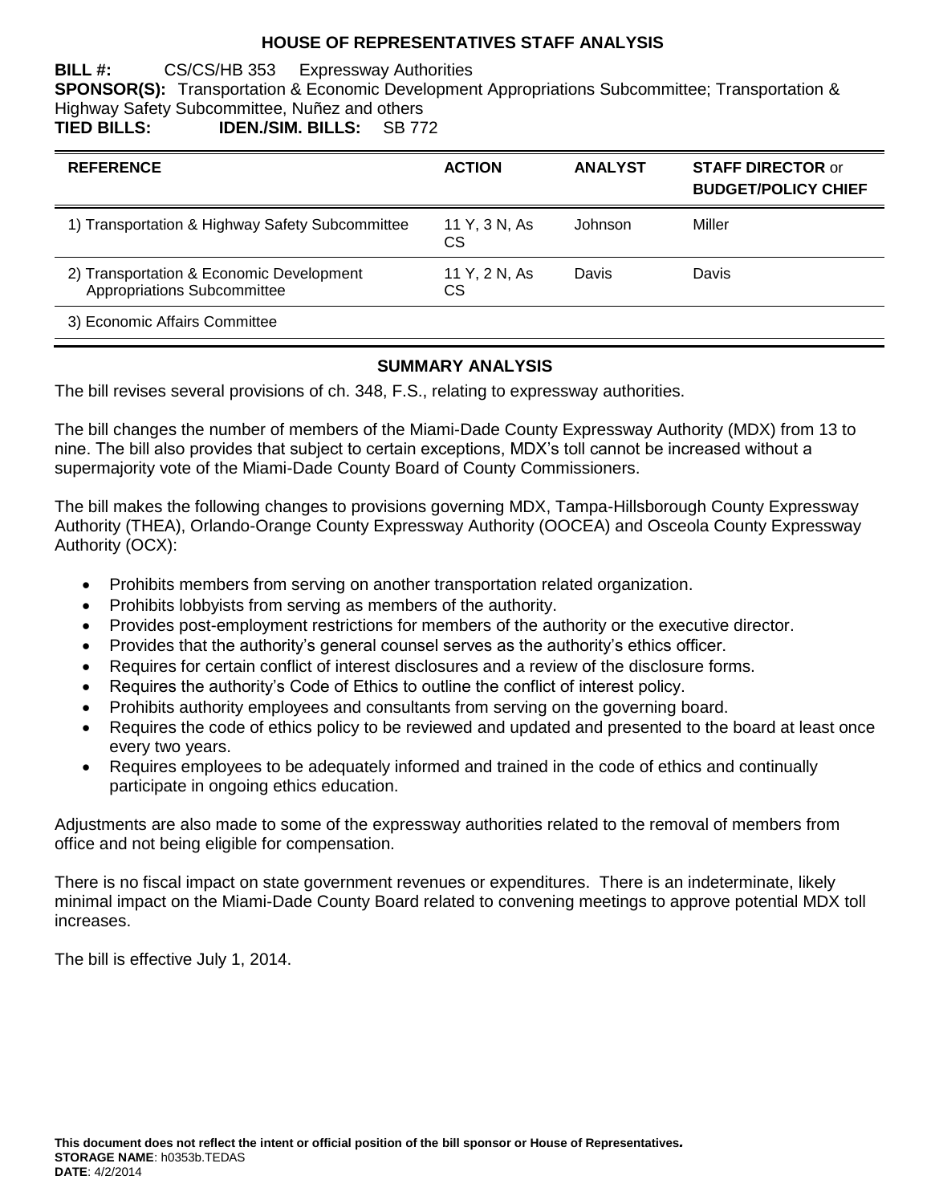# HOUSE OF REPRESENTATIVES STAFF ANALYSIS

**BILL #:** CS/CS/HB 353 Expressway Authorities

**SPONSOR(S):** Transportation & Economic Development Appropriations Subcommittee; Transportation & Highway Safety Subcommittee, Nuñez and others

**TIED BILLS:** **IDEN./SIM. BILLS:** SB 772

| REFERENCE | ACTION | ANALYST | STAFF DIRECTOR or BUDGET/POLICY CHIEF |
|---|---|---|---|
| 1) Transportation & Highway Safety Subcommittee | 11 Y, 3 N, As CS | Johnson | Miller |
| 2) Transportation & Economic Development Appropriations Subcommittee | 11 Y, 2 N, As CS | Davis | Davis |
| 3) Economic Affairs Committee | | | |

## SUMMARY ANALYSIS

The bill revises several provisions of ch. 348, F.S., relating to expressway authorities.

The bill changes the number of members of the Miami-Dade County Expressway Authority (MDX) from 13 to nine. The bill also provides that subject to certain exceptions, MDX's toll cannot be increased without a supermajority vote of the Miami-Dade County Board of County Commissioners.

The bill makes the following changes to provisions governing MDX, Tampa-Hillsborough County Expressway Authority (THEA), Orlando-Orange County Expressway Authority (OOCEA) and Osceola County Expressway Authority (OCX):

- Prohibits members from serving on another transportation related organization.
- Prohibits lobbyists from serving as members of the authority.
- Provides post-employment restrictions for members of the authority or the executive director.
- Provides that the authority's general counsel serves as the authority's ethics officer.
- Requires for certain conflict of interest disclosures and a review of the disclosure forms.
- Requires the authority's Code of Ethics to outline the conflict of interest policy.
- Prohibits authority employees and consultants from serving on the governing board.
- Requires the code of ethics policy to be reviewed and updated and presented to the board at least once every two years.
- Requires employees to be adequately informed and trained in the code of ethics and continually participate in ongoing ethics education.

Adjustments are also made to some of the expressway authorities related to the removal of members from office and not being eligible for compensation.

There is no fiscal impact on state government revenues or expenditures. There is an indeterminate, likely minimal impact on the Miami-Dade County Board related to convening meetings to approve potential MDX toll increases.

The bill is effective July 1, 2014.

**This document does not reflect the intent or official position of the bill sponsor or House of Representatives.**

**STORAGE NAME**: h0353b.TEDAS

**DATE**: 4/2/2014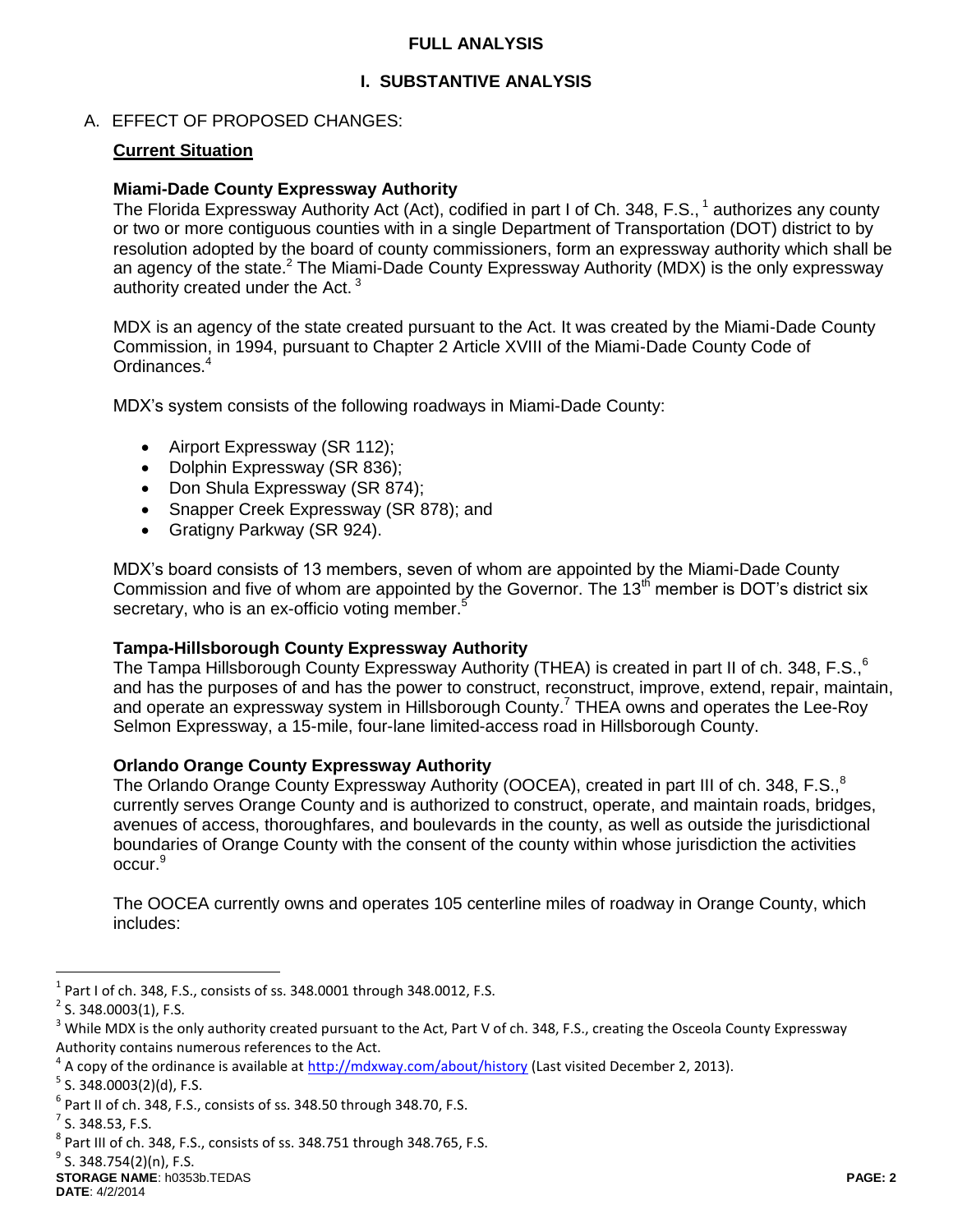# FULL ANALYSIS

## I. SUBSTANTIVE ANALYSIS

A. EFFECT OF PROPOSED CHANGES:

**Current Situation**

### Miami-Dade County Expressway Authority

The Florida Expressway Authority Act (Act), codified in part I of Ch. 348, F.S.,[1] authorizes any county or two or more contiguous counties with in a single Department of Transportation (DOT) district to by resolution adopted by the board of county commissioners, form an expressway authority which shall be an agency of the state.[2] The Miami-Dade County Expressway Authority (MDX) is the only expressway authority created under the Act.[3]

MDX is an agency of the state created pursuant to the Act. It was created by the Miami-Dade County Commission, in 1994, pursuant to Chapter 2 Article XVIII of the Miami-Dade County Code of Ordinances.[4]

MDX's system consists of the following roadways in Miami-Dade County:

- Airport Expressway (SR 112);
- Dolphin Expressway (SR 836);
- Don Shula Expressway (SR 874);
- Snapper Creek Expressway (SR 878); and
- Gratigny Parkway (SR 924).

MDX's board consists of 13 members, seven of whom are appointed by the Miami-Dade County Commission and five of whom are appointed by the Governor. The 13th member is DOT's district six secretary, who is an ex-officio voting member.[5]

### Tampa-Hillsborough County Expressway Authority

The Tampa Hillsborough County Expressway Authority (THEA) is created in part II of ch. 348, F.S.,[6] and has the purposes of and has the power to construct, reconstruct, improve, extend, repair, maintain, and operate an expressway system in Hillsborough County.[7] THEA owns and operates the Lee-Roy Selmon Expressway, a 15-mile, four-lane limited-access road in Hillsborough County.

### Orlando Orange County Expressway Authority

The Orlando Orange County Expressway Authority (OOCEA), created in part III of ch. 348, F.S.,[8] currently serves Orange County and is authorized to construct, operate, and maintain roads, bridges, avenues of access, thoroughfares, and boulevards in the county, as well as outside the jurisdictional boundaries of Orange County with the consent of the county within whose jurisdiction the activities occur.[9]

The OOCEA currently owns and operates 105 centerline miles of roadway in Orange County, which includes:

---

[1] Part I of ch. 348, F.S., consists of ss. 348.0001 through 348.0012, F.S.

[2] S. 348.0003(1), F.S.

[3] While MDX is the only authority created pursuant to the Act, Part V of ch. 348, F.S., creating the Osceola County Expressway Authority contains numerous references to the Act.

[4] A copy of the ordinance is available at http://mdxway.com/about/history (Last visited December 2, 2013).

[5] S. 348.0003(2)(d), F.S.

[6] Part II of ch. 348, F.S., consists of ss. 348.50 through 348.70, F.S.

[7] S. 348.53, F.S.

[8] Part III of ch. 348, F.S., consists of ss. 348.751 through 348.765, F.S.

[9] S. 348.754(2)(n), F.S.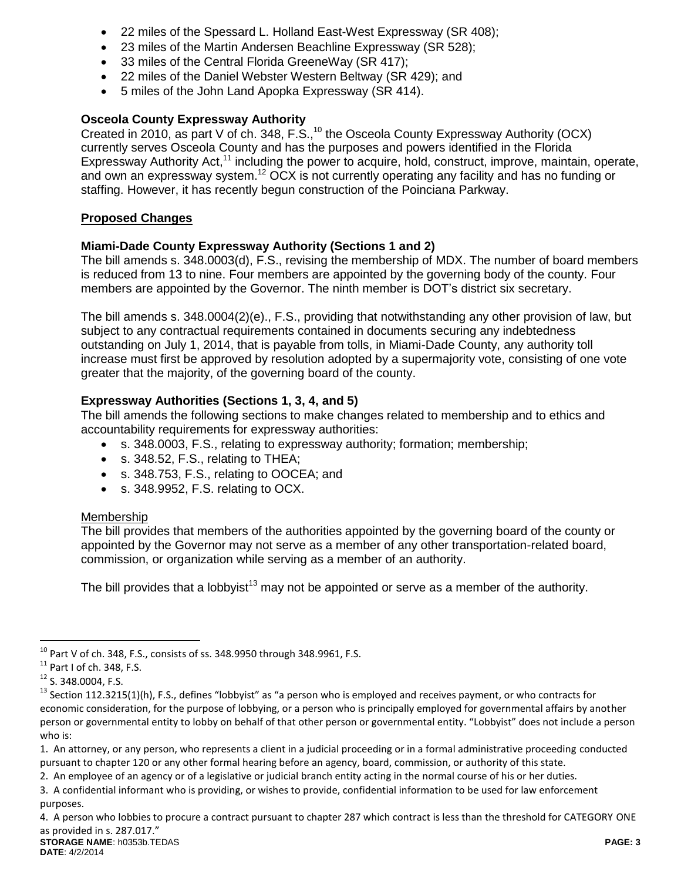- 22 miles of the Spessard L. Holland East-West Expressway (SR 408);
- 23 miles of the Martin Andersen Beachline Expressway (SR 528);
- 33 miles of the Central Florida GreeneWay (SR 417);
- 22 miles of the Daniel Webster Western Beltway (SR 429); and
- 5 miles of the John Land Apopka Expressway (SR 414).

**Osceola County Expressway Authority**

Created in 2010, as part V of ch. 348, F.S.,[10] the Osceola County Expressway Authority (OCX) currently serves Osceola County and has the purposes and powers identified in the Florida Expressway Authority Act,[11] including the power to acquire, hold, construct, improve, maintain, operate, and own an expressway system.[12] OCX is not currently operating any facility and has no funding or staffing. However, it has recently begun construction of the Poinciana Parkway.

**Proposed Changes**

**Miami-Dade County Expressway Authority (Sections 1 and 2)**

The bill amends s. 348.0003(d), F.S., revising the membership of MDX. The number of board members is reduced from 13 to nine. Four members are appointed by the governing body of the county. Four members are appointed by the Governor. The ninth member is DOT's district six secretary.

The bill amends s. 348.0004(2)(e)., F.S., providing that notwithstanding any other provision of law, but subject to any contractual requirements contained in documents securing any indebtedness outstanding on July 1, 2014, that is payable from tolls, in Miami-Dade County, any authority toll increase must first be approved by resolution adopted by a supermajority vote, consisting of one vote greater that the majority, of the governing board of the county.

**Expressway Authorities (Sections 1, 3, 4, and 5)**

The bill amends the following sections to make changes related to membership and to ethics and accountability requirements for expressway authorities:

- s. 348.0003, F.S., relating to expressway authority; formation; membership;
- s. 348.52, F.S., relating to THEA;
- s. 348.753, F.S., relating to OOCEA; and
- s. 348.9952, F.S. relating to OCX.

Membership

The bill provides that members of the authorities appointed by the governing board of the county or appointed by the Governor may not serve as a member of any other transportation-related board, commission, or organization while serving as a member of an authority.

The bill provides that a lobbyist[13] may not be appointed or serve as a member of the authority.

---

[10] Part V of ch. 348, F.S., consists of ss. 348.9950 through 348.9961, F.S.

[11] Part I of ch. 348, F.S.

[12] S. 348.0004, F.S.

[13] Section 112.3215(1)(h), F.S., defines "lobbyist" as "a person who is employed and receives payment, or who contracts for economic consideration, for the purpose of lobbying, or a person who is principally employed for governmental affairs by another person or governmental entity to lobby on behalf of that other person or governmental entity. "Lobbyist" does not include a person who is:

1. An attorney, or any person, who represents a client in a judicial proceeding or in a formal administrative proceeding conducted pursuant to chapter 120 or any other formal hearing before an agency, board, commission, or authority of this state.
2. An employee of an agency or of a legislative or judicial branch entity acting in the normal course of his or her duties.
3. A confidential informant who is providing, or wishes to provide, confidential information to be used for law enforcement purposes.
4. A person who lobbies to procure a contract pursuant to chapter 287 which contract is less than the threshold for CATEGORY ONE as provided in s. 287.017."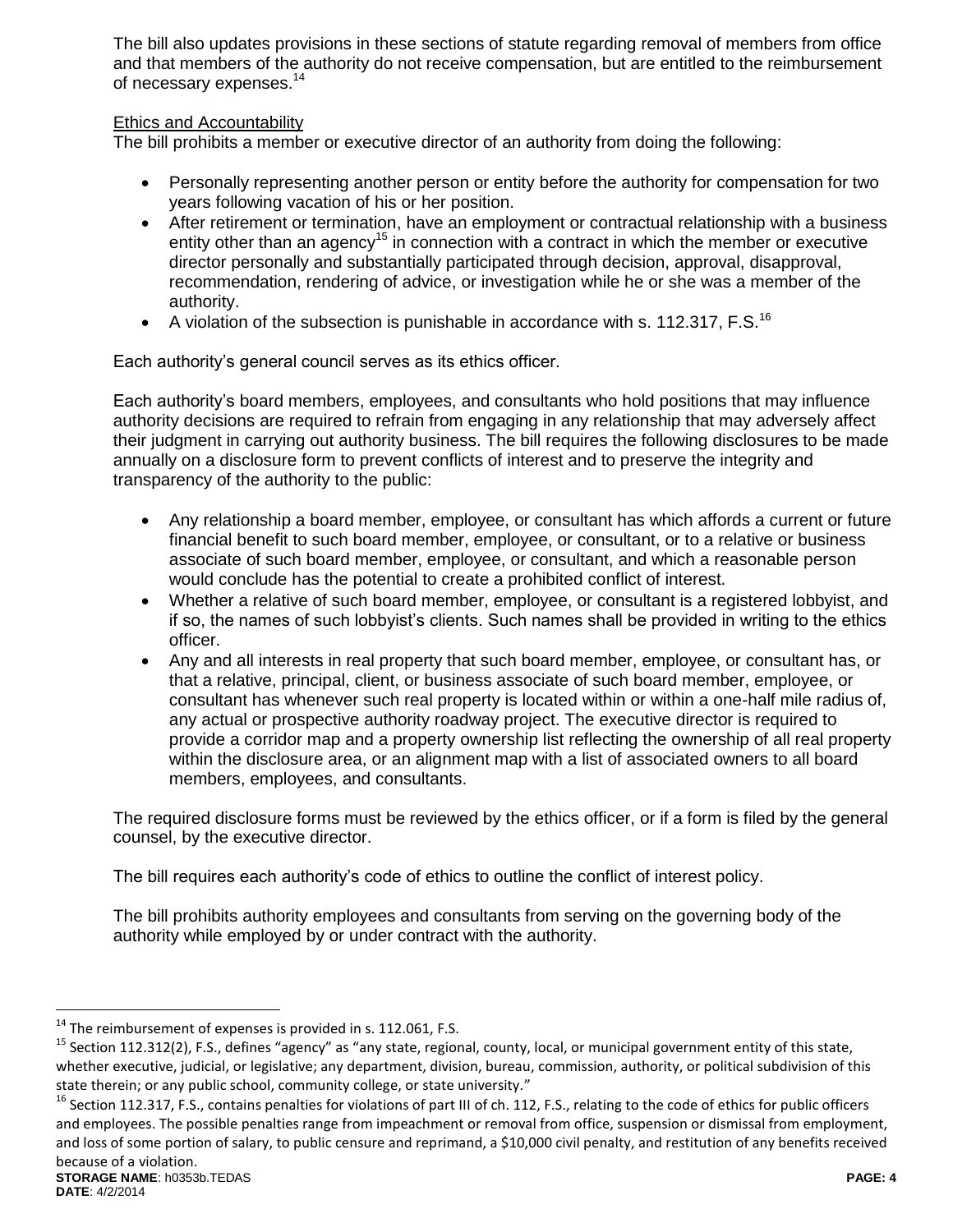The bill also updates provisions in these sections of statute regarding removal of members from office and that members of the authority do not receive compensation, but are entitled to the reimbursement of necessary expenses.[14]

Ethics and Accountability

The bill prohibits a member or executive director of an authority from doing the following:

- Personally representing another person or entity before the authority for compensation for two years following vacation of his or her position.
- After retirement or termination, have an employment or contractual relationship with a business entity other than an agency[15] in connection with a contract in which the member or executive director personally and substantially participated through decision, approval, disapproval, recommendation, rendering of advice, or investigation while he or she was a member of the authority.
- A violation of the subsection is punishable in accordance with s. 112.317, F.S.[16]

Each authority's general council serves as its ethics officer.

Each authority's board members, employees, and consultants who hold positions that may influence authority decisions are required to refrain from engaging in any relationship that may adversely affect their judgment in carrying out authority business. The bill requires the following disclosures to be made annually on a disclosure form to prevent conflicts of interest and to preserve the integrity and transparency of the authority to the public:

- Any relationship a board member, employee, or consultant has which affords a current or future financial benefit to such board member, employee, or consultant, or to a relative or business associate of such board member, employee, or consultant, and which a reasonable person would conclude has the potential to create a prohibited conflict of interest.
- Whether a relative of such board member, employee, or consultant is a registered lobbyist, and if so, the names of such lobbyist's clients. Such names shall be provided in writing to the ethics officer.
- Any and all interests in real property that such board member, employee, or consultant has, or that a relative, principal, client, or business associate of such board member, employee, or consultant has whenever such real property is located within or within a one-half mile radius of, any actual or prospective authority roadway project. The executive director is required to provide a corridor map and a property ownership list reflecting the ownership of all real property within the disclosure area, or an alignment map with a list of associated owners to all board members, employees, and consultants.

The required disclosure forms must be reviewed by the ethics officer, or if a form is filed by the general counsel, by the executive director.

The bill requires each authority's code of ethics to outline the conflict of interest policy.

The bill prohibits authority employees and consultants from serving on the governing body of the authority while employed by or under contract with the authority.

---

[14] The reimbursement of expenses is provided in s. 112.061, F.S.

[15] Section 112.312(2), F.S., defines "agency" as "any state, regional, county, local, or municipal government entity of this state, whether executive, judicial, or legislative; any department, division, bureau, commission, authority, or political subdivision of this state therein; or any public school, community college, or state university."

[16] Section 112.317, F.S., contains penalties for violations of part III of ch. 112, F.S., relating to the code of ethics for public officers and employees. The possible penalties range from impeachment or removal from office, suspension or dismissal from employment, and loss of some portion of salary, to public censure and reprimand, a $10,000 civil penalty, and restitution of any benefits received because of a violation.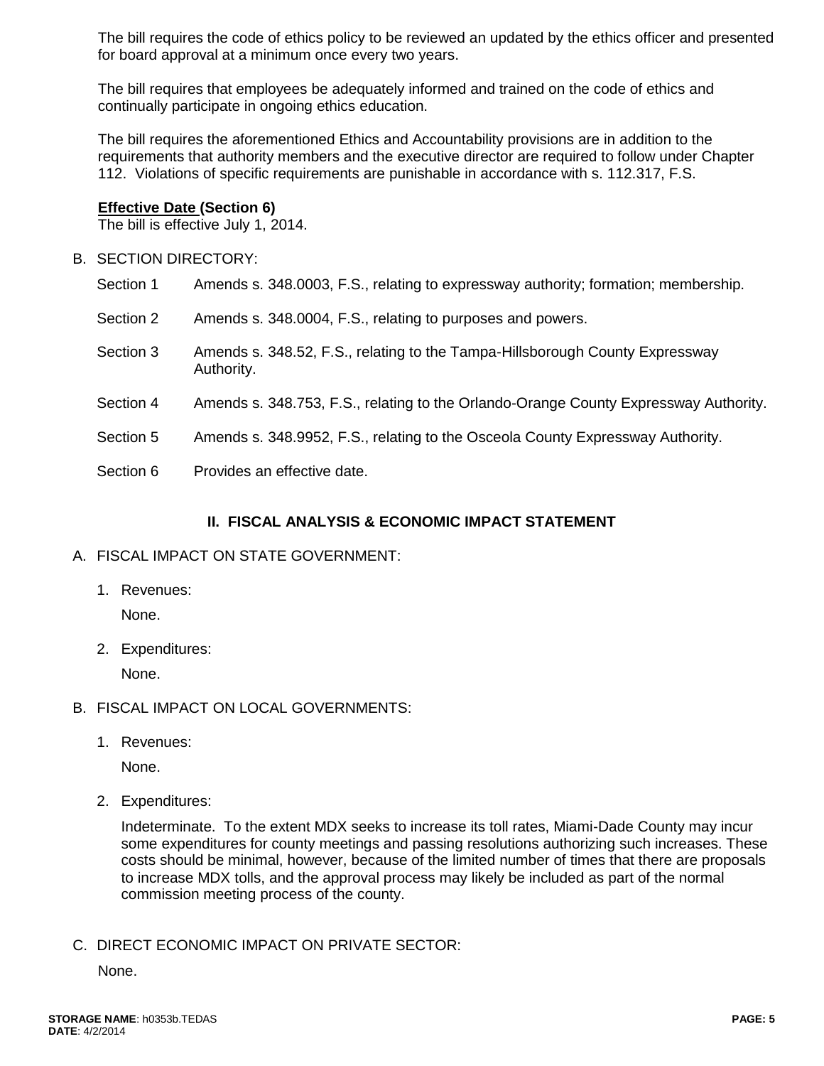The bill requires the code of ethics policy to be reviewed an updated by the ethics officer and presented for board approval at a minimum once every two years.

The bill requires that employees be adequately informed and trained on the code of ethics and continually participate in ongoing ethics education.

The bill requires the aforementioned Ethics and Accountability provisions are in addition to the requirements that authority members and the executive director are required to follow under Chapter 112. Violations of specific requirements are punishable in accordance with s. 112.317, F.S.

**Effective Date (Section 6)**
The bill is effective July 1, 2014.

B. SECTION DIRECTORY:

| | |
|---|---|
| Section 1 | Amends s. 348.0003, F.S., relating to expressway authority; formation; membership. |
| Section 2 | Amends s. 348.0004, F.S., relating to purposes and powers. |
| Section 3 | Amends s. 348.52, F.S., relating to the Tampa-Hillsborough County Expressway Authority. |
| Section 4 | Amends s. 348.753, F.S., relating to the Orlando-Orange County Expressway Authority. |
| Section 5 | Amends s. 348.9952, F.S., relating to the Osceola County Expressway Authority. |
| Section 6 | Provides an effective date. |

## II. FISCAL ANALYSIS & ECONOMIC IMPACT STATEMENT

A. FISCAL IMPACT ON STATE GOVERNMENT:

1. Revenues:

   None.

2. Expenditures:

   None.

B. FISCAL IMPACT ON LOCAL GOVERNMENTS:

1. Revenues:

   None.

2. Expenditures:

   Indeterminate. To the extent MDX seeks to increase its toll rates, Miami-Dade County may incur some expenditures for county meetings and passing resolutions authorizing such increases. These costs should be minimal, however, because of the limited number of times that there are proposals to increase MDX tolls, and the approval process may likely be included as part of the normal commission meeting process of the county.

C. DIRECT ECONOMIC IMPACT ON PRIVATE SECTOR:

None.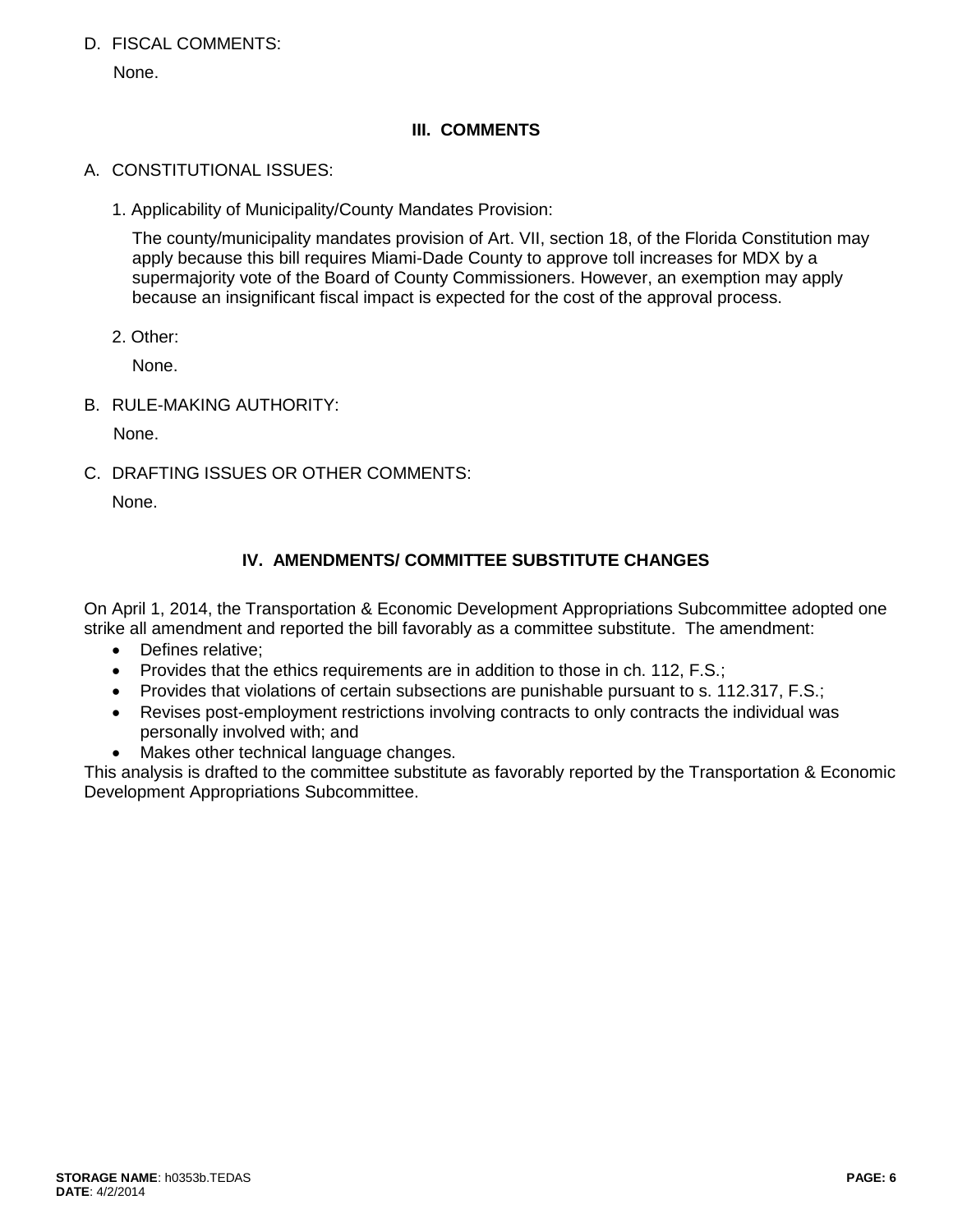D. FISCAL COMMENTS:

None.

## III. COMMENTS

A. CONSTITUTIONAL ISSUES:

1. Applicability of Municipality/County Mandates Provision:

The county/municipality mandates provision of Art. VII, section 18, of the Florida Constitution may apply because this bill requires Miami-Dade County to approve toll increases for MDX by a supermajority vote of the Board of County Commissioners. However, an exemption may apply because an insignificant fiscal impact is expected for the cost of the approval process.

2. Other:

None.

B. RULE-MAKING AUTHORITY:

None.

C. DRAFTING ISSUES OR OTHER COMMENTS:

None.

## IV. AMENDMENTS/ COMMITTEE SUBSTITUTE CHANGES

On April 1, 2014, the Transportation & Economic Development Appropriations Subcommittee adopted one strike all amendment and reported the bill favorably as a committee substitute. The amendment:

- Defines relative;
- Provides that the ethics requirements are in addition to those in ch. 112, F.S.;
- Provides that violations of certain subsections are punishable pursuant to s. 112.317, F.S.;
- Revises post-employment restrictions involving contracts to only contracts the individual was personally involved with; and
- Makes other technical language changes.

This analysis is drafted to the committee substitute as favorably reported by the Transportation & Economic Development Appropriations Subcommittee.